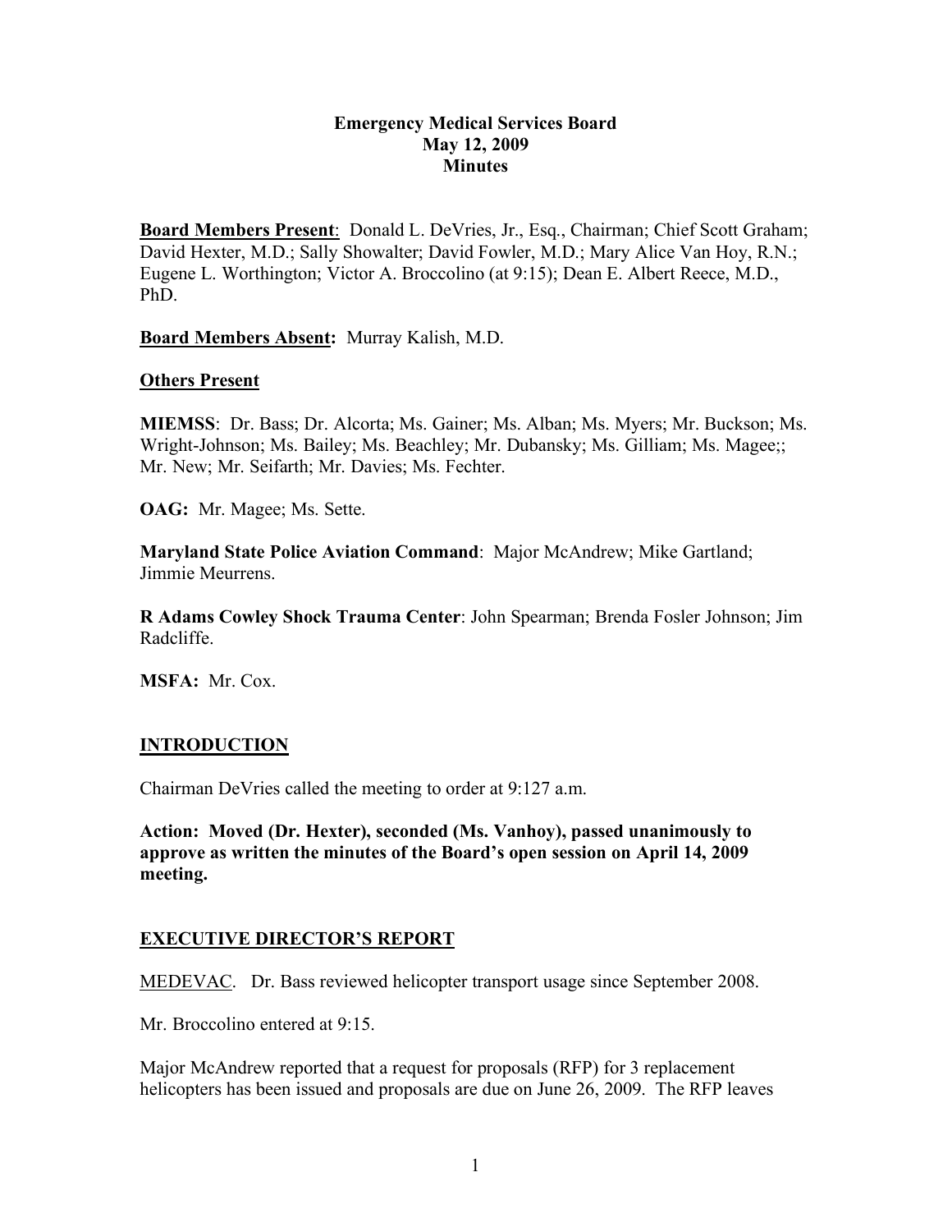**Emergency Medical Services Board**
**May 12, 2009**
**Minutes**

**Board Members Present**: Donald L. DeVries, Jr., Esq., Chairman; Chief Scott Graham; David Hexter, M.D.; Sally Showalter; David Fowler, M.D.; Mary Alice Van Hoy, R.N.; Eugene L. Worthington; Victor A. Broccolino (at 9:15); Dean E. Albert Reece, M.D., PhD.

**Board Members Absent:** Murray Kalish, M.D.

**Others Present**

**MIEMSS**: Dr. Bass; Dr. Alcorta; Ms. Gainer; Ms. Alban; Ms. Myers; Mr. Buckson; Ms. Wright-Johnson; Ms. Bailey; Ms. Beachley; Mr. Dubansky; Ms. Gilliam; Ms. Magee;; Mr. New; Mr. Seifarth; Mr. Davies; Ms. Fechter.

**OAG:** Mr. Magee; Ms. Sette.

**Maryland State Police Aviation Command**: Major McAndrew; Mike Gartland; Jimmie Meurrens.

**R Adams Cowley Shock Trauma Center**: John Spearman; Brenda Fosler Johnson; Jim Radcliffe.

**MSFA:** Mr. Cox.

## INTRODUCTION

Chairman DeVries called the meeting to order at 9:127 a.m.

**Action: Moved (Dr. Hexter), seconded (Ms. Vanhoy), passed unanimously to approve as written the minutes of the Board's open session on April 14, 2009 meeting.**

## EXECUTIVE DIRECTOR'S REPORT

MEDEVAC. Dr. Bass reviewed helicopter transport usage since September 2008.

Mr. Broccolino entered at 9:15.

Major McAndrew reported that a request for proposals (RFP) for 3 replacement helicopters has been issued and proposals are due on June 26, 2009. The RFP leaves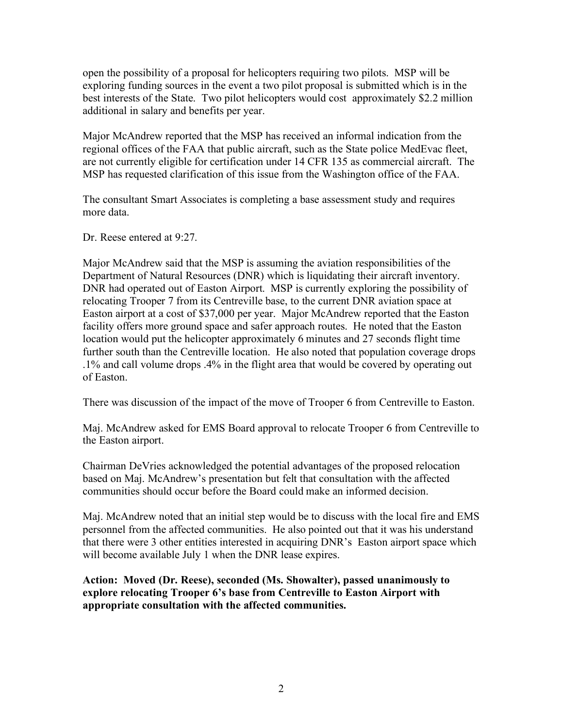open the possibility of a proposal for helicopters requiring two pilots. MSP will be exploring funding sources in the event a two pilot proposal is submitted which is in the best interests of the State. Two pilot helicopters would cost approximately $2.2 million additional in salary and benefits per year.

Major McAndrew reported that the MSP has received an informal indication from the regional offices of the FAA that public aircraft, such as the State police MedEvac fleet, are not currently eligible for certification under 14 CFR 135 as commercial aircraft. The MSP has requested clarification of this issue from the Washington office of the FAA.

The consultant Smart Associates is completing a base assessment study and requires more data.

Dr. Reese entered at 9:27.

Major McAndrew said that the MSP is assuming the aviation responsibilities of the Department of Natural Resources (DNR) which is liquidating their aircraft inventory. DNR had operated out of Easton Airport. MSP is currently exploring the possibility of relocating Trooper 7 from its Centreville base, to the current DNR aviation space at Easton airport at a cost of $37,000 per year. Major McAndrew reported that the Easton facility offers more ground space and safer approach routes. He noted that the Easton location would put the helicopter approximately 6 minutes and 27 seconds flight time further south than the Centreville location. He also noted that population coverage drops .1% and call volume drops .4% in the flight area that would be covered by operating out of Easton.

There was discussion of the impact of the move of Trooper 6 from Centreville to Easton.

Maj. McAndrew asked for EMS Board approval to relocate Trooper 6 from Centreville to the Easton airport.

Chairman DeVries acknowledged the potential advantages of the proposed relocation based on Maj. McAndrew's presentation but felt that consultation with the affected communities should occur before the Board could make an informed decision.

Maj. McAndrew noted that an initial step would be to discuss with the local fire and EMS personnel from the affected communities. He also pointed out that it was his understand that there were 3 other entities interested in acquiring DNR's Easton airport space which will become available July 1 when the DNR lease expires.

**Action: Moved (Dr. Reese), seconded (Ms. Showalter), passed unanimously to explore relocating Trooper 6's base from Centreville to Easton Airport with appropriate consultation with the affected communities.**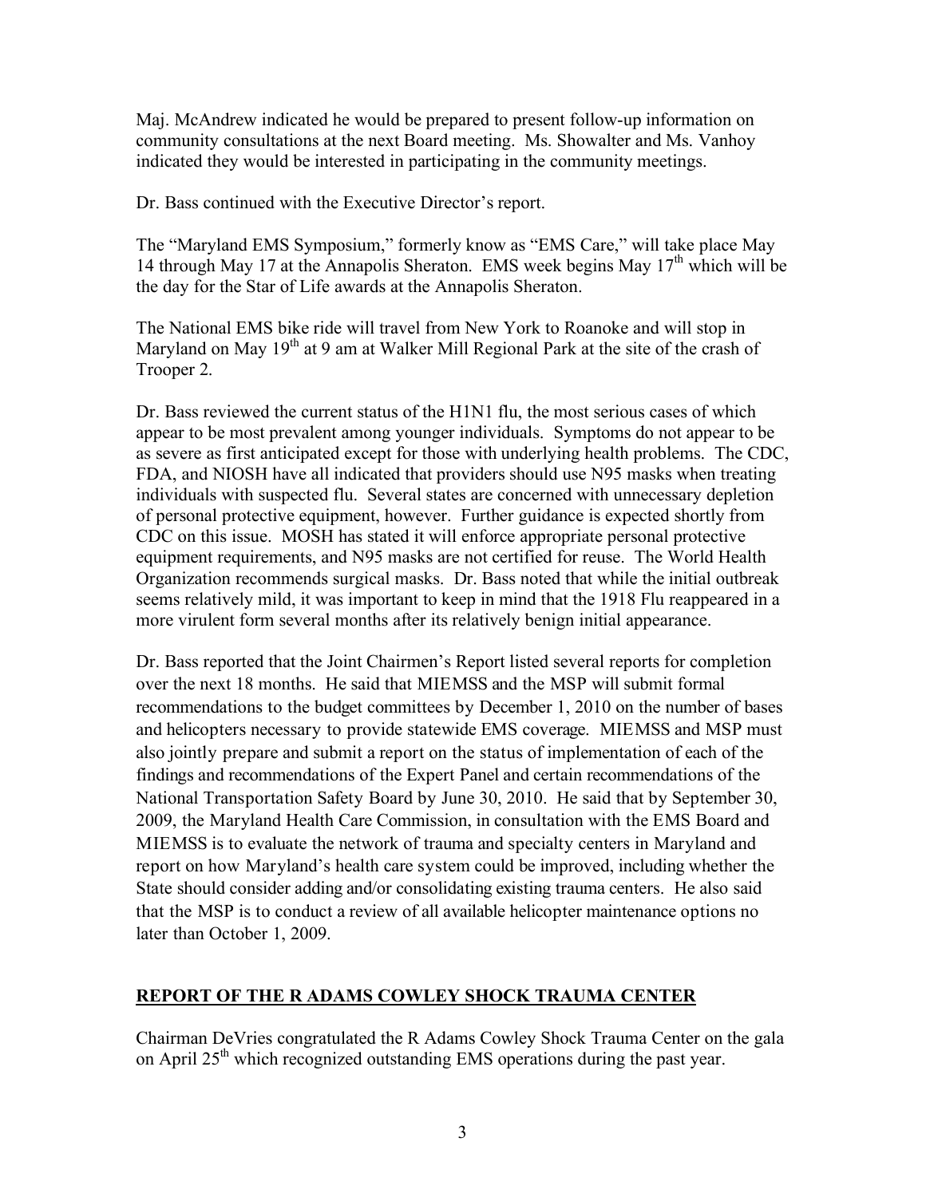Maj. McAndrew indicated he would be prepared to present follow-up information on community consultations at the next Board meeting. Ms. Showalter and Ms. Vanhoy indicated they would be interested in participating in the community meetings.

Dr. Bass continued with the Executive Director's report.

The "Maryland EMS Symposium," formerly know as "EMS Care," will take place May 14 through May 17 at the Annapolis Sheraton. EMS week begins May 17th which will be the day for the Star of Life awards at the Annapolis Sheraton.

The National EMS bike ride will travel from New York to Roanoke and will stop in Maryland on May 19th at 9 am at Walker Mill Regional Park at the site of the crash of Trooper 2.

Dr. Bass reviewed the current status of the H1N1 flu, the most serious cases of which appear to be most prevalent among younger individuals. Symptoms do not appear to be as severe as first anticipated except for those with underlying health problems. The CDC, FDA, and NIOSH have all indicated that providers should use N95 masks when treating individuals with suspected flu. Several states are concerned with unnecessary depletion of personal protective equipment, however. Further guidance is expected shortly from CDC on this issue. MOSH has stated it will enforce appropriate personal protective equipment requirements, and N95 masks are not certified for reuse. The World Health Organization recommends surgical masks. Dr. Bass noted that while the initial outbreak seems relatively mild, it was important to keep in mind that the 1918 Flu reappeared in a more virulent form several months after its relatively benign initial appearance.

Dr. Bass reported that the Joint Chairmen's Report listed several reports for completion over the next 18 months. He said that MIEMSS and the MSP will submit formal recommendations to the budget committees by December 1, 2010 on the number of bases and helicopters necessary to provide statewide EMS coverage. MIEMSS and MSP must also jointly prepare and submit a report on the status of implementation of each of the findings and recommendations of the Expert Panel and certain recommendations of the National Transportation Safety Board by June 30, 2010. He said that by September 30, 2009, the Maryland Health Care Commission, in consultation with the EMS Board and MIEMSS is to evaluate the network of trauma and specialty centers in Maryland and report on how Maryland's health care system could be improved, including whether the State should consider adding and/or consolidating existing trauma centers. He also said that the MSP is to conduct a review of all available helicopter maintenance options no later than October 1, 2009.

## REPORT OF THE R ADAMS COWLEY SHOCK TRAUMA CENTER

Chairman DeVries congratulated the R Adams Cowley Shock Trauma Center on the gala on April 25th which recognized outstanding EMS operations during the past year.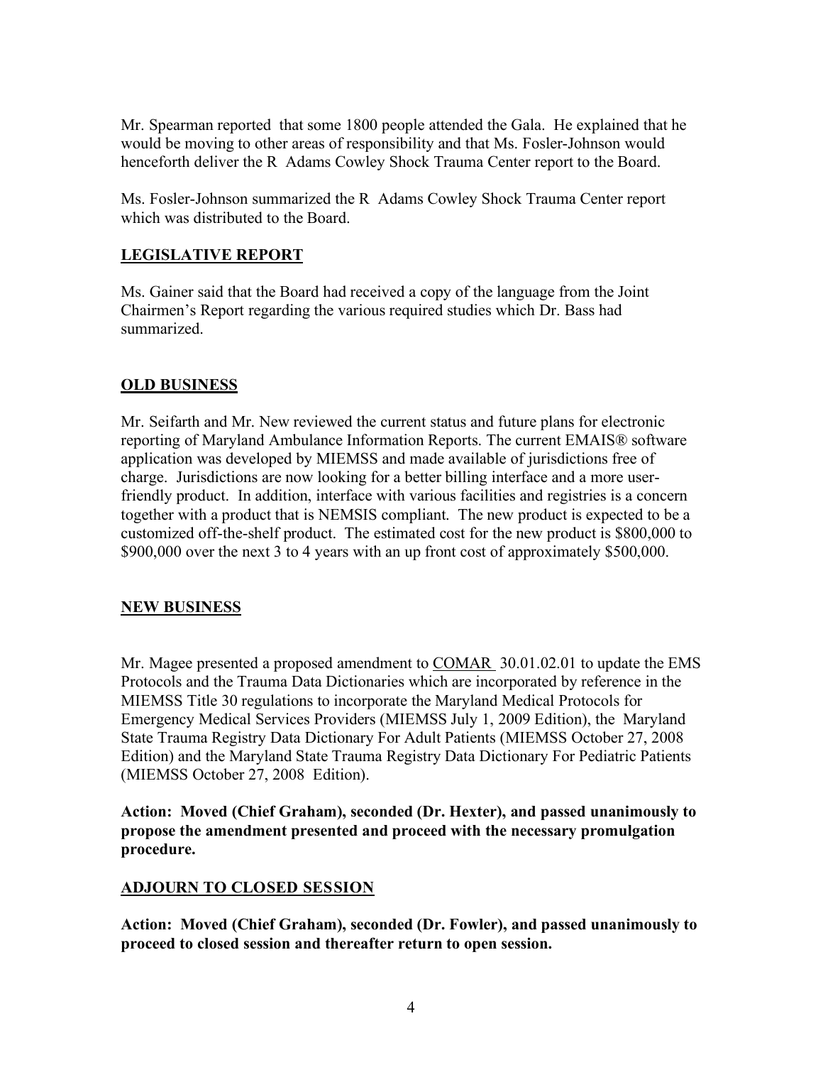Mr. Spearman reported that some 1800 people attended the Gala. He explained that he would be moving to other areas of responsibility and that Ms. Fosler-Johnson would henceforth deliver the R Adams Cowley Shock Trauma Center report to the Board.

Ms. Fosler-Johnson summarized the R Adams Cowley Shock Trauma Center report which was distributed to the Board.

## LEGISLATIVE REPORT

Ms. Gainer said that the Board had received a copy of the language from the Joint Chairmen's Report regarding the various required studies which Dr. Bass had summarized.

## OLD BUSINESS

Mr. Seifarth and Mr. New reviewed the current status and future plans for electronic reporting of Maryland Ambulance Information Reports. The current EMAIS® software application was developed by MIEMSS and made available of jurisdictions free of charge. Jurisdictions are now looking for a better billing interface and a more user-friendly product. In addition, interface with various facilities and registries is a concern together with a product that is NEMSIS compliant. The new product is expected to be a customized off-the-shelf product. The estimated cost for the new product is $800,000 to $900,000 over the next 3 to 4 years with an up front cost of approximately $500,000.

## NEW BUSINESS

Mr. Magee presented a proposed amendment to COMAR 30.01.02.01 to update the EMS Protocols and the Trauma Data Dictionaries which are incorporated by reference in the MIEMSS Title 30 regulations to incorporate the Maryland Medical Protocols for Emergency Medical Services Providers (MIEMSS July 1, 2009 Edition), the Maryland State Trauma Registry Data Dictionary For Adult Patients (MIEMSS October 27, 2008 Edition) and the Maryland State Trauma Registry Data Dictionary For Pediatric Patients (MIEMSS October 27, 2008 Edition).

**Action: Moved (Chief Graham), seconded (Dr. Hexter), and passed unanimously to propose the amendment presented and proceed with the necessary promulgation procedure.**

## ADJOURN TO CLOSED SESSION

**Action: Moved (Chief Graham), seconded (Dr. Fowler), and passed unanimously to proceed to closed session and thereafter return to open session.**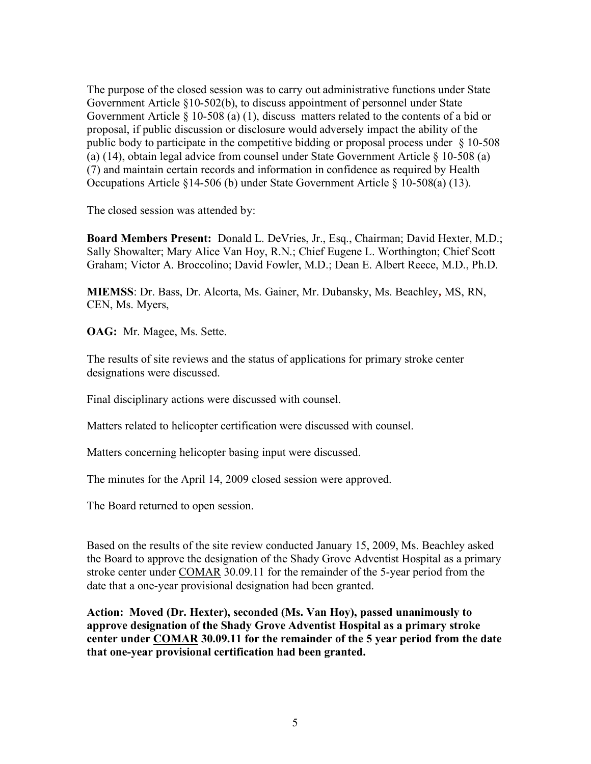The purpose of the closed session was to carry out administrative functions under State Government Article §10-502(b), to discuss appointment of personnel under State Government Article § 10-508 (a) (1), discuss matters related to the contents of a bid or proposal, if public discussion or disclosure would adversely impact the ability of the public body to participate in the competitive bidding or proposal process under § 10-508 (a) (14), obtain legal advice from counsel under State Government Article § 10-508 (a) (7) and maintain certain records and information in confidence as required by Health Occupations Article §14-506 (b) under State Government Article § 10-508(a) (13).

The closed session was attended by:

**Board Members Present:** Donald L. DeVries, Jr., Esq., Chairman; David Hexter, M.D.; Sally Showalter; Mary Alice Van Hoy, R.N.; Chief Eugene L. Worthington; Chief Scott Graham; Victor A. Broccolino; David Fowler, M.D.; Dean E. Albert Reece, M.D., Ph.D.

**MIEMSS**: Dr. Bass, Dr. Alcorta, Ms. Gainer, Mr. Dubansky, Ms. Beachley, MS, RN, CEN, Ms. Myers,

**OAG:** Mr. Magee, Ms. Sette.

The results of site reviews and the status of applications for primary stroke center designations were discussed.

Final disciplinary actions were discussed with counsel.

Matters related to helicopter certification were discussed with counsel.

Matters concerning helicopter basing input were discussed.

The minutes for the April 14, 2009 closed session were approved.

The Board returned to open session.

Based on the results of the site review conducted January 15, 2009, Ms. Beachley asked the Board to approve the designation of the Shady Grove Adventist Hospital as a primary stroke center under COMAR 30.09.11 for the remainder of the 5-year period from the date that a one-year provisional designation had been granted.

**Action: Moved (Dr. Hexter), seconded (Ms. Van Hoy), passed unanimously to approve designation of the Shady Grove Adventist Hospital as a primary stroke center under COMAR 30.09.11 for the remainder of the 5 year period from the date that one-year provisional certification had been granted.**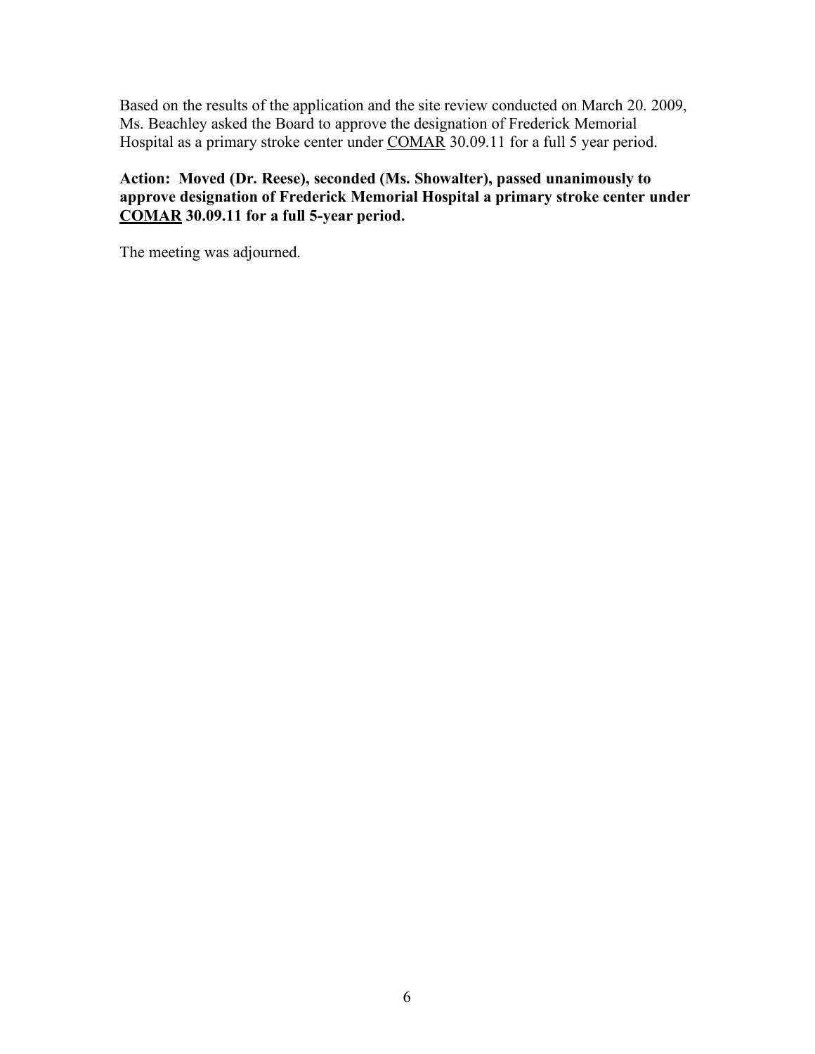Based on the results of the application and the site review conducted on March 20. 2009, Ms. Beachley asked the Board to approve the designation of Frederick Memorial Hospital as a primary stroke center under COMAR 30.09.11 for a full 5 year period.

**Action: Moved (Dr. Reese), seconded (Ms. Showalter), passed unanimously to approve designation of Frederick Memorial Hospital a primary stroke center under COMAR 30.09.11 for a full 5-year period.**

The meeting was adjourned.